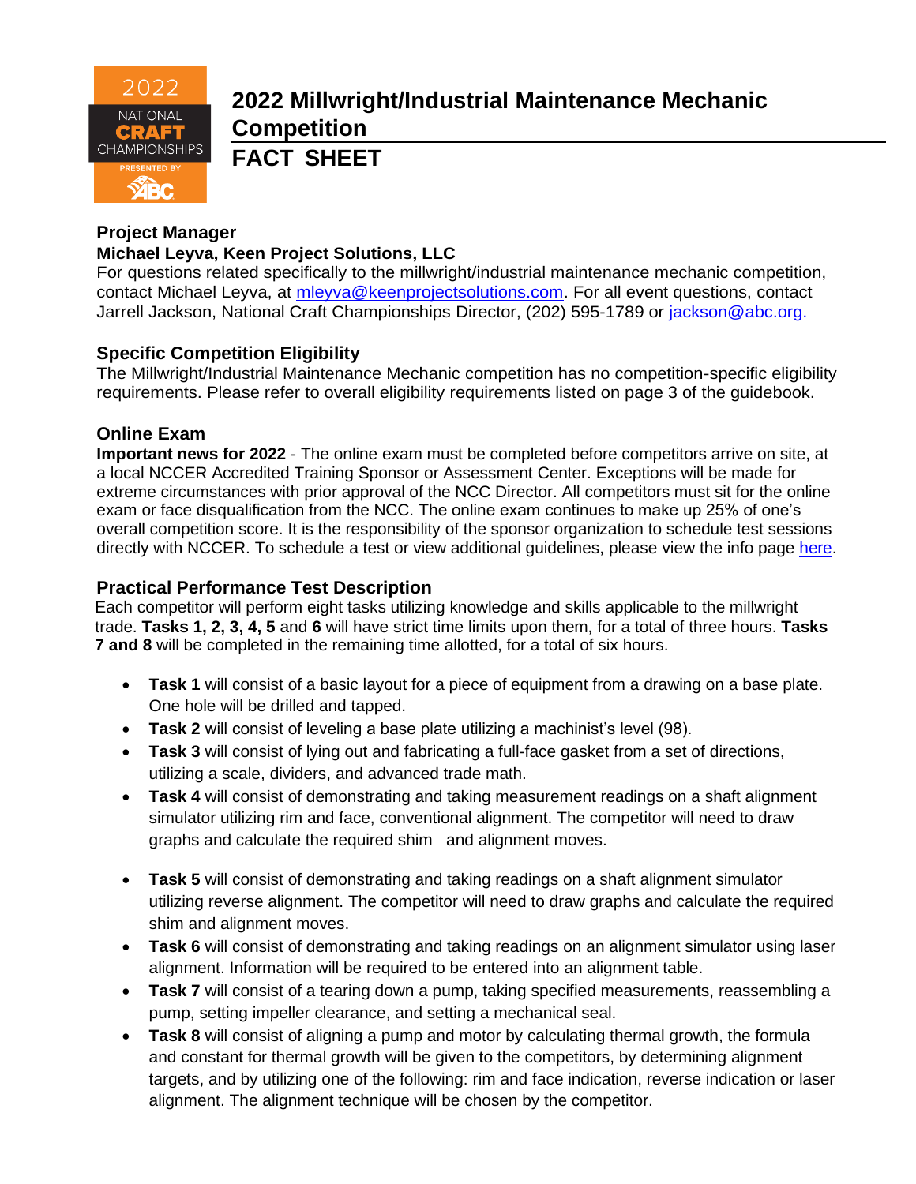# 2022 Millwright/Industrial Maintenance Mechanic Competition

# FACT SHEET

### Project Manager

**Michael Leyva, Keen Project Solutions, LLC**

For questions related specifically to the millwright/industrial maintenance mechanic competition, contact Michael Leyva, at mleyva@keenprojectsolutions.com. For all event questions, contact Jarrell Jackson, National Craft Championships Director, (202) 595-1789 or jackson@abc.org.

### Specific Competition Eligibility

The Millwright/Industrial Maintenance Mechanic competition has no competition-specific eligibility requirements. Please refer to overall eligibility requirements listed on page 3 of the guidebook.

### Online Exam

**Important news for 2022** - The online exam must be completed before competitors arrive on site, at a local NCCER Accredited Training Sponsor or Assessment Center. Exceptions will be made for extreme circumstances with prior approval of the NCC Director. All competitors must sit for the online exam or face disqualification from the NCC. The online exam continues to make up 25% of one's overall competition score. It is the responsibility of the sponsor organization to schedule test sessions directly with NCCER. To schedule a test or view additional guidelines, please view the info page here.

### Practical Performance Test Description

Each competitor will perform eight tasks utilizing knowledge and skills applicable to the millwright trade. **Tasks 1, 2, 3, 4, 5** and **6** will have strict time limits upon them, for a total of three hours. **Tasks 7 and 8** will be completed in the remaining time allotted, for a total of six hours.

- **Task 1** will consist of a basic layout for a piece of equipment from a drawing on a base plate. One hole will be drilled and tapped.
- **Task 2** will consist of leveling a base plate utilizing a machinist's level (98).
- **Task 3** will consist of lying out and fabricating a full-face gasket from a set of directions, utilizing a scale, dividers, and advanced trade math.
- **Task 4** will consist of demonstrating and taking measurement readings on a shaft alignment simulator utilizing rim and face, conventional alignment. The competitor will need to draw graphs and calculate the required shim and alignment moves.
- **Task 5** will consist of demonstrating and taking readings on a shaft alignment simulator utilizing reverse alignment. The competitor will need to draw graphs and calculate the required shim and alignment moves.
- **Task 6** will consist of demonstrating and taking readings on an alignment simulator using laser alignment. Information will be required to be entered into an alignment table.
- **Task 7** will consist of a tearing down a pump, taking specified measurements, reassembling a pump, setting impeller clearance, and setting a mechanical seal.
- **Task 8** will consist of aligning a pump and motor by calculating thermal growth, the formula and constant for thermal growth will be given to the competitors, by determining alignment targets, and by utilizing one of the following: rim and face indication, reverse indication or laser alignment. The alignment technique will be chosen by the competitor.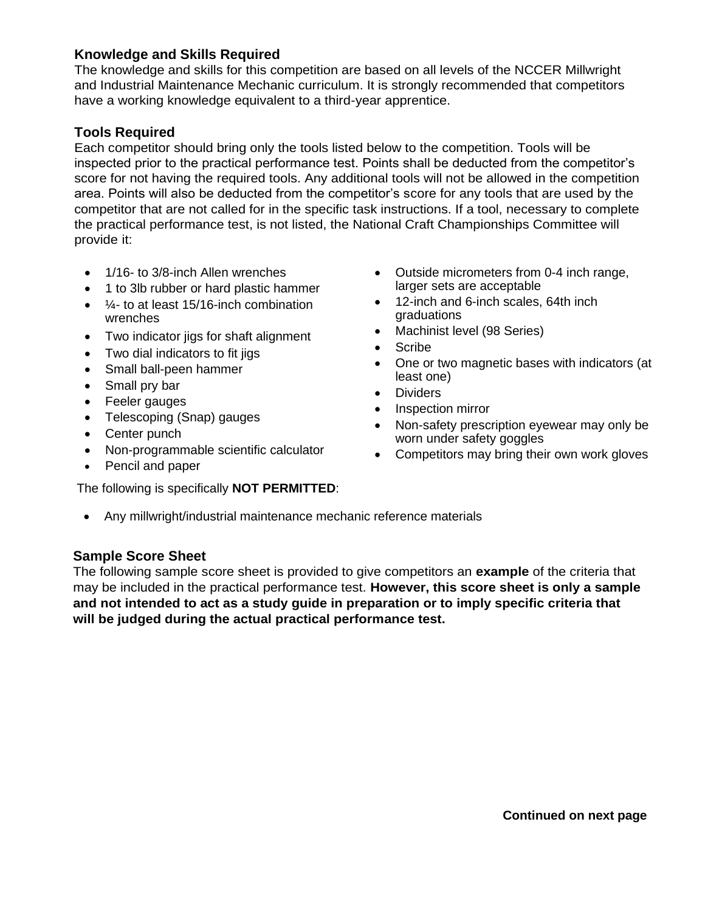## Knowledge and Skills Required

The knowledge and skills for this competition are based on all levels of the NCCER Millwright and Industrial Maintenance Mechanic curriculum. It is strongly recommended that competitors have a working knowledge equivalent to a third-year apprentice.

## Tools Required

Each competitor should bring only the tools listed below to the competition. Tools will be inspected prior to the practical performance test. Points shall be deducted from the competitor's score for not having the required tools. Any additional tools will not be allowed in the competition area. Points will also be deducted from the competitor's score for any tools that are used by the competitor that are not called for in the specific task instructions. If a tool, necessary to complete the practical performance test, is not listed, the National Craft Championships Committee will provide it:

- 1/16- to 3/8-inch Allen wrenches
- 1 to 3lb rubber or hard plastic hammer
- ¼- to at least 15/16-inch combination wrenches
- Two indicator jigs for shaft alignment
- Two dial indicators to fit jigs
- Small ball-peen hammer
- Small pry bar
- Feeler gauges
- Telescoping (Snap) gauges
- Center punch
- Non-programmable scientific calculator
- Pencil and paper
- Outside micrometers from 0-4 inch range, larger sets are acceptable
- 12-inch and 6-inch scales, 64th inch graduations
- Machinist level (98 Series)
- Scribe
- One or two magnetic bases with indicators (at least one)
- Dividers
- Inspection mirror
- Non-safety prescription eyewear may only be worn under safety goggles
- Competitors may bring their own work gloves

The following is specifically **NOT PERMITTED**:

- Any millwright/industrial maintenance mechanic reference materials

## Sample Score Sheet

The following sample score sheet is provided to give competitors an **example** of the criteria that may be included in the practical performance test. **However, this score sheet is only a sample and not intended to act as a study guide in preparation or to imply specific criteria that will be judged during the actual practical performance test.**

**Continued on next page**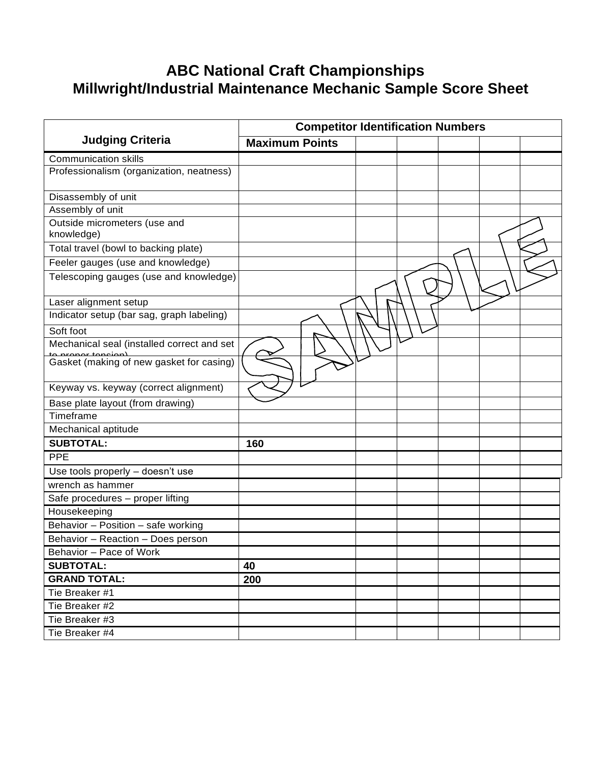# ABC National Craft Championships
# Millwright/Industrial Maintenance Mechanic Sample Score Sheet

| Judging Criteria | Competitor Identification Numbers | | | | | |
|---|---|---|---|---|---|---|
| | Maximum Points | | | | | |
| Communication skills | | | | | | |
| Professionalism (organization, neatness) | | | | | | |
| Disassembly of unit | | | | | | |
| Assembly of unit | | | | | | |
| Outside micrometers (use and knowledge) | | | | | | |
| Total travel (bowl to backing plate) | | | | | | |
| Feeler gauges (use and knowledge) | | | | | | |
| Telescoping gauges (use and knowledge) | | | | | | |
| Laser alignment setup | | | | | | |
| Indicator setup (bar sag, graph labeling) | | | | | | |
| Soft foot | | | | | | |
| Mechanical seal (installed correct and set to proper tension) | | | | | | |
| Gasket (making of new gasket for casing) | | | | | | |
| Keyway vs. keyway (correct alignment) | | | | | | |
| Base plate layout (from drawing) | | | | | | |
| Timeframe | | | | | | |
| Mechanical aptitude | | | | | | |
| **SUBTOTAL:** | **160** | | | | | |
| PPE | | | | | | |
| Use tools properly – doesn't use wrench as hammer | | | | | | |
| Safe procedures – proper lifting | | | | | | |
| Housekeeping | | | | | | |
| Behavior – Position – safe working | | | | | | |
| Behavior – Reaction – Does person | | | | | | |
| Behavior – Pace of Work | | | | | | |
| **SUBTOTAL:** | **40** | | | | | |
| **GRAND TOTAL:** | **200** | | | | | |
| Tie Breaker #1 | | | | | | |
| Tie Breaker #2 | | | | | | |
| Tie Breaker #3 | | | | | | |
| Tie Breaker #4 | | | | | | |

SAMPLE